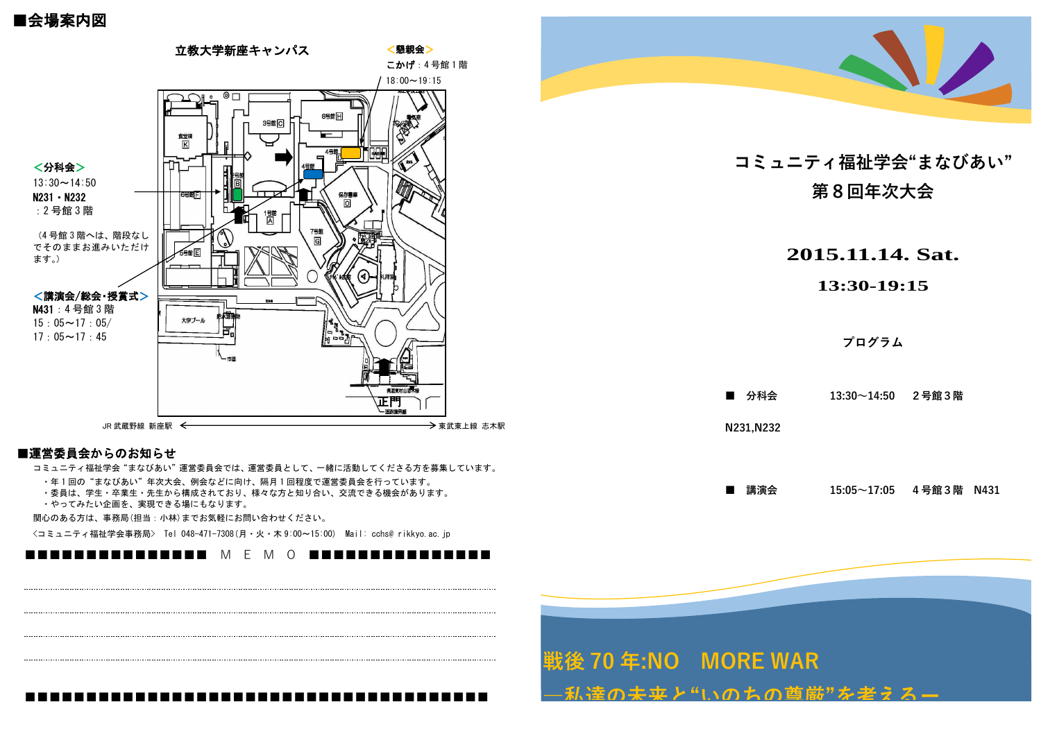## ■会場案内図

立教大学新座キャンパス

＜懇親会＞
こかげ：4号館1階
18:00〜19:15

＜分科会＞
13:30〜14:50
N231・N232
：2号館3階

（4号館3階へは、階段なしでそのままお進みいただけます。）

＜講演会/総会・授賞式＞
N431：4号館3階
15：05〜17：05/
17：05〜17：45

JR 武蔵野線 新座駅 ←→ 東武東上線 志木駅

## ■運営委員会からのお知らせ

コミュニティ福祉学会“まなびあい”運営委員会では、運営委員として、一緒に活動してくださる方を募集しています。

- 年1回の“まなびあい”年次大会、例会などに向け、隔月1回程度で運営委員会を行っています。
- 委員は、学生・卒業生・先生から構成されており、様々な方と知り合い、交流できる機会があります。
- やってみたい企画を、実現できる場にもなります。

関心のある方は、事務局（担当：小林）までお気軽にお問い合わせください。

〈コミュニティ福祉学会事務局〉 Tel 048-471-7308（月・火・木 9:00〜15:00） Mail: cchs@ rikkyo.ac.jp

■■■■■■■■■■■■■■■■ M E M O ■■■■■■■■■■■■■■■■

# コミュニティ福祉学会“まなびあい”
# 第８回年次大会

**2015.11.14. Sat.**

**13:30-19:15**

### プログラム

■ 分科会　　13:30〜14:50　2号館３階　N231,N232

■ 講演会　　15:05〜17:05　4号館３階　N431

## 戦後 70 年:NO　MORE WAR
## —私達の未来と“いのちの尊厳”を考える—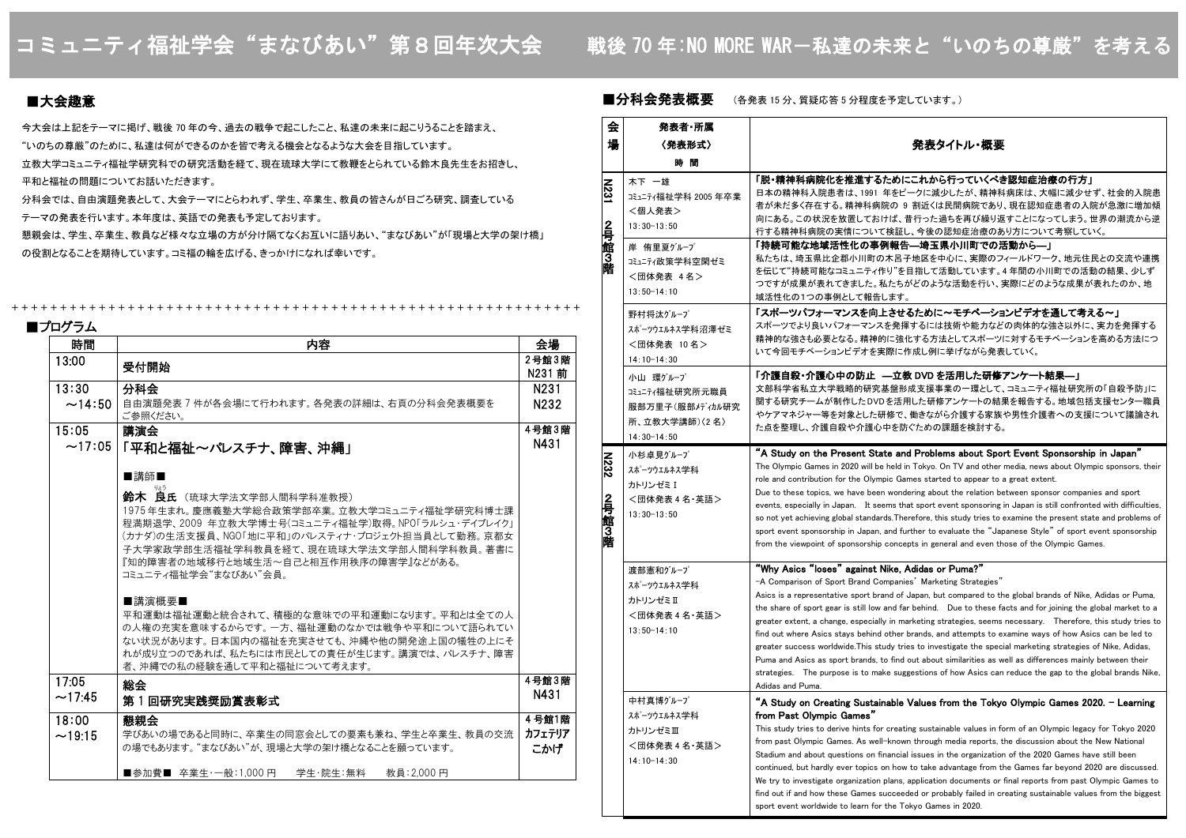# コミュニティ福祉学会“まなびあい”第８回年次大会　　戦後 70 年:NO MORE WAR－私達の未来と“いのちの尊厳”を考える

## ■大会趣意

今大会は上記をテーマに掲げ、戦後 70 年の今、過去の戦争で起こしたこと、私達の未来に起こりうることを踏まえ、“いのちの尊厳”のために、私達は何ができるのかを皆で考える機会となるような大会を目指しています。

立教大学コミュニティ福祉学研究科での研究活動を経て、現在琉球大学にて教鞭をとられている鈴木良先生をお招きし、平和と福祉の問題についてお話いただきます。

分科会では、自由演題発表として、大会テーマにとらわれず、学生、卒業生、教員の皆さんが日ごろ研究、調査しているテーマの発表を行います。本年度は、英語での発表も予定しております。

懇親会は、学生、卒業生、教員など様々な立場の方が分け隔てなくお互いに語りあい、“まなびあい”が「現場と大学の架け橋」の役割となることを期待しています。コミ福の輪を広げる、きっかけになれば幸いです。

++++++++++++++++++++++++++++++++++++++++++++++++++++++++++++++++++

## ■プログラム

| 時間 | 内容 | 会場 |
|---|---|---|
| 13:00 | **受付開始** | 2号館3階 N231 前 |
| 13:30 ～14:50 | **分科会**<br>自由演題発表 7 件が各会場にて行われます。各発表の詳細は、右頁の分科会発表概要をご参照ください。 | N231<br>N232 |
| 15:05 ～17:05 | **講演会**<br>**「平和と福祉～パレスチナ、障害、沖縄」**<br><br>■講師■<br>**鈴木 良氏**（琉球大学法文学部人間科学科准教授）<br>1975 年生まれ。慶應義塾大学総合政策学部卒業。立教大学コミュニティ福祉学研究科博士課程満期退学、2009 年立教大学博士号(コミュニティ福祉学)取得。NPO「ラルシュ・デイブレイク」(カナダ)の生活支援員、NGO「地に平和」のパレスティナ・プロジェクト担当員として勤務。京都女子大学家政学部生活福祉学科教員を経て、現在琉球大学法文学部人間科学科教員。著書に『知的障害者の地域移行と地域生活～自己と相互作用秩序の障害学』などがある。<br>コミュニティ福祉学会“まなびあい”会員。<br><br>■講演概要■<br>平和運動は福祉運動と統合されて、積極的な意味での平和運動になります。平和とは全ての人の人権の充実を意味するからです。一方、福祉運動のなかでは戦争や平和について語られていない状況があります。日本国内の福祉を充実させても、沖縄や他の開発途上国の犠牲の上にそれが成り立つのであれば、私たちには市民としての責任が生じます。講演では、パレスチナ、障害者、沖縄での私の経験を通して平和と福祉について考えます。 | 4号館3階<br>N431 |
| 17:05 ～17:45 | **総会**<br>**第 1 回研究実践奨励賞表彰式** | 4号館3階<br>N431 |
| 18:00 ～19:15 | **懇親会**<br>学びあいの場であると同時に、卒業生の同窓会としての要素も兼ね、学生と卒業生、教員の交流の場でもあります。“まなびあい”が、現場と大学の架け橋となることを願っています。<br><br>■参加費■　卒業生・一般:1,000 円　　学生・院生:無料　　教員:2,000 円 | 4 号館1階<br>カフェテリア<br>こかげ |

## ■分科会発表概要

（各発表 15 分、質疑応答 5 分程度を予定しています。）

| 会場 | 発表者・所属〈発表形式〉時間 | 発表タイトル・概要 |
|---|---|---|
| N231 2号館3階 | 木下 一雄<br>コミュニティ福祉学科 2005 年卒業<br>＜個人発表＞<br>13:30-13:50 | **「脱・精神科病院化を推進するためにこれから行っていくべき認知症治療の行方」**<br>日本の精神科入院患者は、1991 年をピークに減少したが、精神科病床は、大幅に減少せず、社会的入院患者が未だ多く存在する。精神科病院の 9 割近くは民間病院であり、現在認知症患者の入院が急激に増加傾向にある。この状況を放置しておけば、昔行った過ちを再び繰り返すことになってしまう。世界の潮流から逆行する精神科病院の実情について検証し、今後の認知症治療のあり方について考察していく。 |
| | 岸 侑里夏グループ<br>コミュニティ政策学科空閑ゼミ<br>＜団体発表 4 名＞<br>13:50-14:10 | **「持続可能な地域活性化の事例報告—埼玉県小川町での活動から—」**<br>私たちは、埼玉県比企郡小川町の木呂子地区を中心に、実際のフィールドワーク、地元住民との交流や連携を伝じて“持続可能なコミュニティ作り”を目指して活動しています。4 年間の小川町での活動の結果、少しずつですが成果が表れてきました。私たちがどのような活動を行い、実際にどのような成果が表れたのか、地域活性化の1つの事例として報告します。 |
| | 野村将汰グループ<br>スポーツウエルネス学科沼澤ゼミ<br>＜団体発表 10 名＞<br>14:10-14:30 | **「スポーツパフォーマンスを向上させるために～モチベーションビデオを通して考える～」**<br>スポーツでより良いパフォーマンスを発揮するには技術や能力などの肉体的な強さ以外に、実力を発揮する精神的な強さも必要となる。精神的に強化する方法としてスポーツに対するモチベーションを高める方法について今回モチベーションビデオを実際に作成し例に挙げながら発表していく。 |
| | 小山 環グループ<br>コミュニティ福祉研究所元職員<br>服部万里子(服部メディカル研究所、立教大学講師)(2 名)<br>14:30-14:50 | **「介護自殺・介護心中の防止 —立教 DVD を活用した研修アンケート結果—」**<br>文部科学省私立大学戦略的研究基盤形成支援事業の一環として、コミュニティ福祉研究所の「自殺予防」に関する研究チームが制作したDVDを活用した研修アンケートの結果を報告する。地域包括支援センター職員やケアマネジャー等を対象とした研修で、働きながら介護する家族や男性介護者への支援について議論された点を整理し、介護自殺や介護心中を防ぐための課題を検討する。 |
| N232 2号館3階 | 小杉卓見グループ<br>スポーツウエルネス学科<br>カトリンゼミⅠ<br>＜団体発表 4 名・英語＞<br>13:30-13:50 | **“A Study on the Present State and Problems about Sport Event Sponsorship in Japan”**<br>The Olympic Games in 2020 will be held in Tokyo. On TV and other media, news about Olympic sponsors, their role and contribution for the Olympic Games started to appear to a great extent.<br>Due to these topics, we have been wondering about the relation between sponsor companies and sport events, especially in Japan. It seems that sport event sponsoring in Japan is still confronted with difficulties, so not yet achieving global standards.Therefore, this study tries to examine the present state and problems of sport event sponsorship in Japan, and further to evaluate the “Japanese Style” of sport event sponsorship from the viewpoint of sponsorship concepts in general and even those of the Olympic Games. |
| | 渡部憲和グループ<br>スポーツウエルネス学科<br>カトリンゼミⅡ<br>＜団体発表 4 名・英語＞<br>13:50-14:10 | **“Why Asics “loses” against Nike, Adidas or Puma?”**<br>-A Comparison of Sport Brand Companies’ Marketing Strategies”<br>Asics is a representative sport brand of Japan, but compared to the global brands of Nike, Adidas or Puma, the share of sport gear is still low and far behind. Due to these facts and for joining the global market to a greater extent, a change, especially in marketing strategies, seems necessary. Therefore, this study tries to find out where Asics stays behind other brands, and attempts to examine ways of how Asics can be led to greater success worldwide.This study tries to investigate the special marketing strategies of Nike, Adidas, Puma and Asics as sport brands, to find out about similarities as well as differences mainly between their strategies. The purpose is to make suggestions of how Asics can reduce the gap to the global brands Nike, Adidas and Puma. |
| | 中村真博グループ<br>スポーツウエルネス学科<br>カトリンゼミⅢ<br>＜団体発表 4 名・英語＞<br>14:10-14:30 | **“A Study on Creating Sustainable Values from the Tokyo Olympic Games 2020. - Learning from Past Olympic Games”**<br>This study tries to derive hints for creating sustainable values in form of an Olympic legacy for Tokyo 2020 from past Olympic Games. As well-known through media reports, the discussion about the New National Stadium and about questions on financial issues in the organization of the 2020 Games have still been continued, but hardly ever topics on how to take advantage from the Games far beyond 2020 are discussed. We try to investigate organization plans, application documents or final reports from past Olympic Games to find out if and how these Games succeeded or probably failed in creating sustainable values from the biggest sport event worldwide to learn for the Tokyo Games in 2020. |